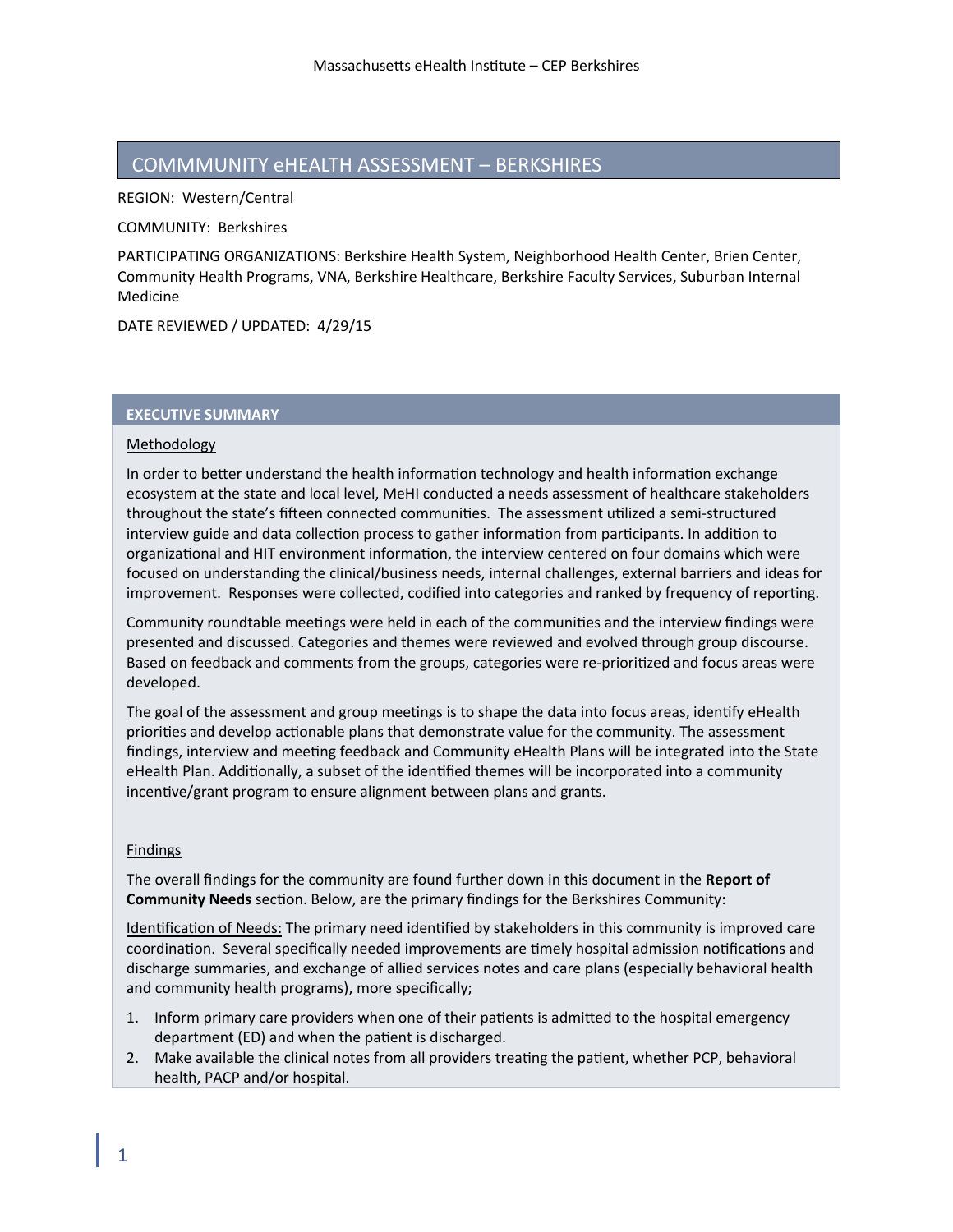# COMMMUNITY eHEALTH ASSESSMENT – BERKSHIRES

REGION: Western/Central

COMMUNITY: Berkshires

PARTICIPATING ORGANIZATIONS: Berkshire Health System, Neighborhood Health Center, Brien Center, Community Health Programs, VNA, Berkshire Healthcare, Berkshire Faculty Services, Suburban Internal Medicine

DATE REVIEWED / UPDATED: 4/29/15

## EXECUTIVE SUMMARY

### Methodology

In order to better understand the health information technology and health information exchange ecosystem at the state and local level, MeHI conducted a needs assessment of healthcare stakeholders throughout the state's fifteen connected communities. The assessment utilized a semi-structured interview guide and data collection process to gather information from participants. In addition to organizational and HIT environment information, the interview centered on four domains which were focused on understanding the clinical/business needs, internal challenges, external barriers and ideas for improvement. Responses were collected, codified into categories and ranked by frequency of reporting.

Community roundtable meetings were held in each of the communities and the interview findings were presented and discussed. Categories and themes were reviewed and evolved through group discourse. Based on feedback and comments from the groups, categories were re-prioritized and focus areas were developed.

The goal of the assessment and group meetings is to shape the data into focus areas, identify eHealth priorities and develop actionable plans that demonstrate value for the community. The assessment findings, interview and meeting feedback and Community eHealth Plans will be integrated into the State eHealth Plan. Additionally, a subset of the identified themes will be incorporated into a community incentive/grant program to ensure alignment between plans and grants.

### Findings

The overall findings for the community are found further down in this document in the **Report of Community Needs** section. Below, are the primary findings for the Berkshires Community:

Identification of Needs: The primary need identified by stakeholders in this community is improved care coordination. Several specifically needed improvements are timely hospital admission notifications and discharge summaries, and exchange of allied services notes and care plans (especially behavioral health and community health programs), more specifically;

1. Inform primary care providers when one of their patients is admitted to the hospital emergency department (ED) and when the patient is discharged.
2. Make available the clinical notes from all providers treating the patient, whether PCP, behavioral health, PACP and/or hospital.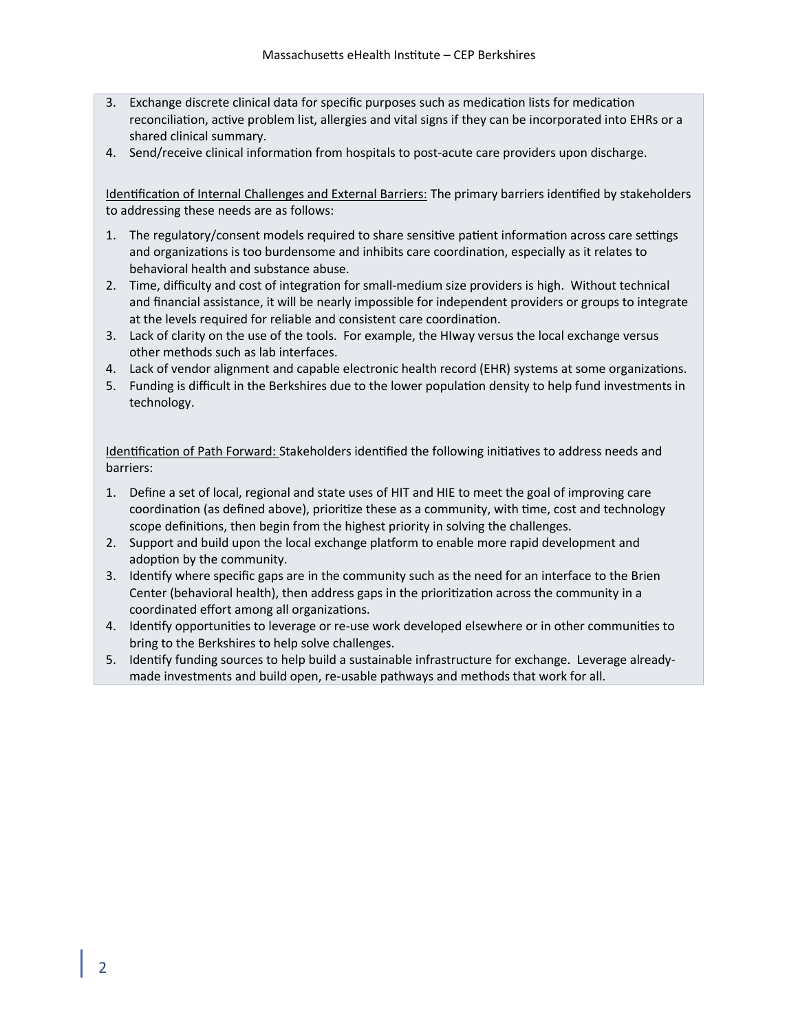3. Exchange discrete clinical data for specific purposes such as medication lists for medication reconciliation, active problem list, allergies and vital signs if they can be incorporated into EHRs or a shared clinical summary.
4. Send/receive clinical information from hospitals to post-acute care providers upon discharge.

Identification of Internal Challenges and External Barriers: The primary barriers identified by stakeholders to addressing these needs are as follows:

1. The regulatory/consent models required to share sensitive patient information across care settings and organizations is too burdensome and inhibits care coordination, especially as it relates to behavioral health and substance abuse.
2. Time, difficulty and cost of integration for small-medium size providers is high. Without technical and financial assistance, it will be nearly impossible for independent providers or groups to integrate at the levels required for reliable and consistent care coordination.
3. Lack of clarity on the use of the tools. For example, the HIway versus the local exchange versus other methods such as lab interfaces.
4. Lack of vendor alignment and capable electronic health record (EHR) systems at some organizations.
5. Funding is difficult in the Berkshires due to the lower population density to help fund investments in technology.

Identification of Path Forward: Stakeholders identified the following initiatives to address needs and barriers:

1. Define a set of local, regional and state uses of HIT and HIE to meet the goal of improving care coordination (as defined above), prioritize these as a community, with time, cost and technology scope definitions, then begin from the highest priority in solving the challenges.
2. Support and build upon the local exchange platform to enable more rapid development and adoption by the community.
3. Identify where specific gaps are in the community such as the need for an interface to the Brien Center (behavioral health), then address gaps in the prioritization across the community in a coordinated effort among all organizations.
4. Identify opportunities to leverage or re-use work developed elsewhere or in other communities to bring to the Berkshires to help solve challenges.
5. Identify funding sources to help build a sustainable infrastructure for exchange. Leverage already-made investments and build open, re-usable pathways and methods that work for all.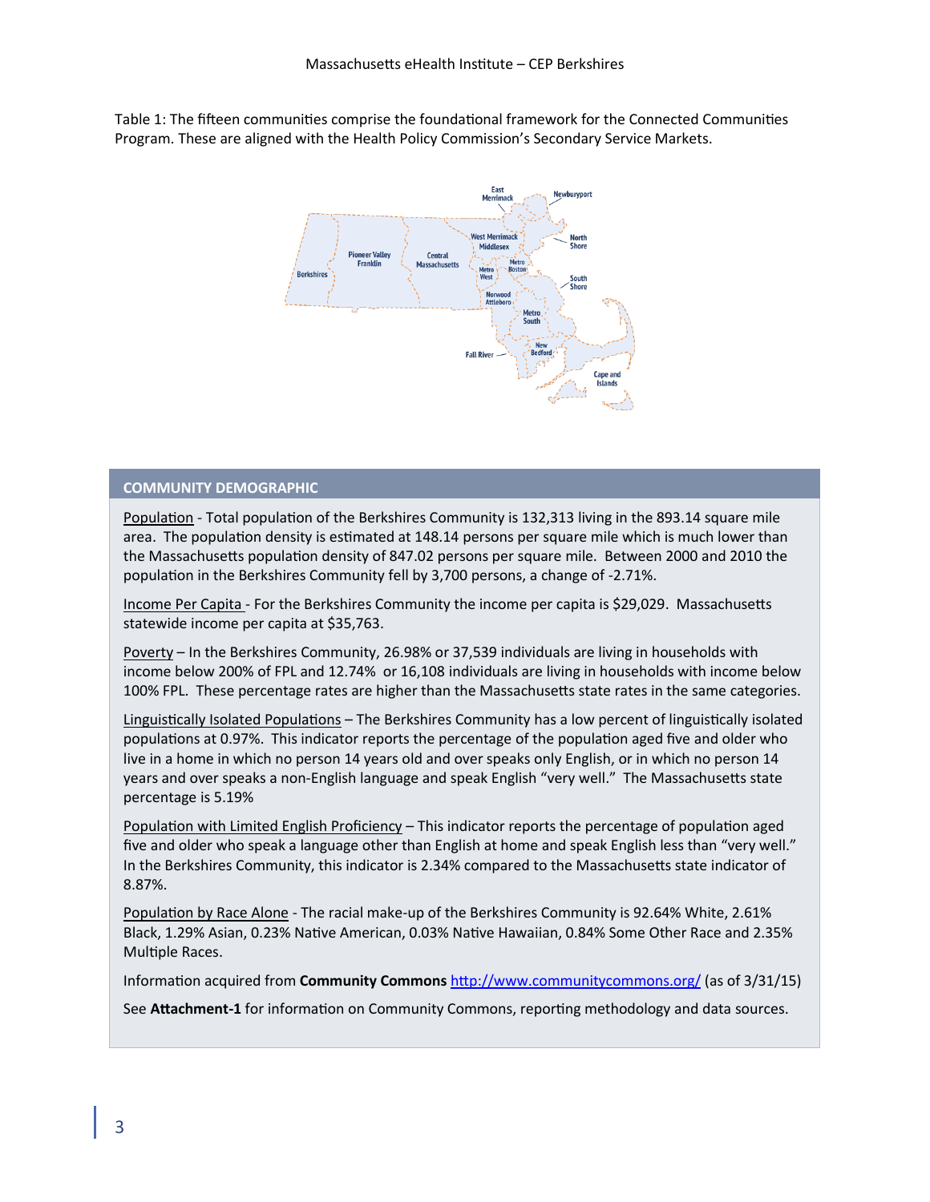Table 1: The fifteen communities comprise the foundational framework for the Connected Communities Program. These are aligned with the Health Policy Commission's Secondary Service Markets.

## COMMUNITY DEMOGRAPHIC

Population - Total population of the Berkshires Community is 132,313 living in the 893.14 square mile area. The population density is estimated at 148.14 persons per square mile which is much lower than the Massachusetts population density of 847.02 persons per square mile. Between 2000 and 2010 the population in the Berkshires Community fell by 3,700 persons, a change of -2.71%.

Income Per Capita - For the Berkshires Community the income per capita is $29,029. Massachusetts statewide income per capita at $35,763.

Poverty – In the Berkshires Community, 26.98% or 37,539 individuals are living in households with income below 200% of FPL and 12.74% or 16,108 individuals are living in households with income below 100% FPL. These percentage rates are higher than the Massachusetts state rates in the same categories.

Linguistically Isolated Populations – The Berkshires Community has a low percent of linguistically isolated populations at 0.97%. This indicator reports the percentage of the population aged five and older who live in a home in which no person 14 years old and over speaks only English, or in which no person 14 years and over speaks a non-English language and speak English "very well." The Massachusetts state percentage is 5.19%

Population with Limited English Proficiency – This indicator reports the percentage of population aged five and older who speak a language other than English at home and speak English less than "very well." In the Berkshires Community, this indicator is 2.34% compared to the Massachusetts state indicator of 8.87%.

Population by Race Alone - The racial make-up of the Berkshires Community is 92.64% White, 2.61% Black, 1.29% Asian, 0.23% Native American, 0.03% Native Hawaiian, 0.84% Some Other Race and 2.35% Multiple Races.

Information acquired from **Community Commons** http://www.communitycommons.org/ (as of 3/31/15)

See **Attachment-1** for information on Community Commons, reporting methodology and data sources.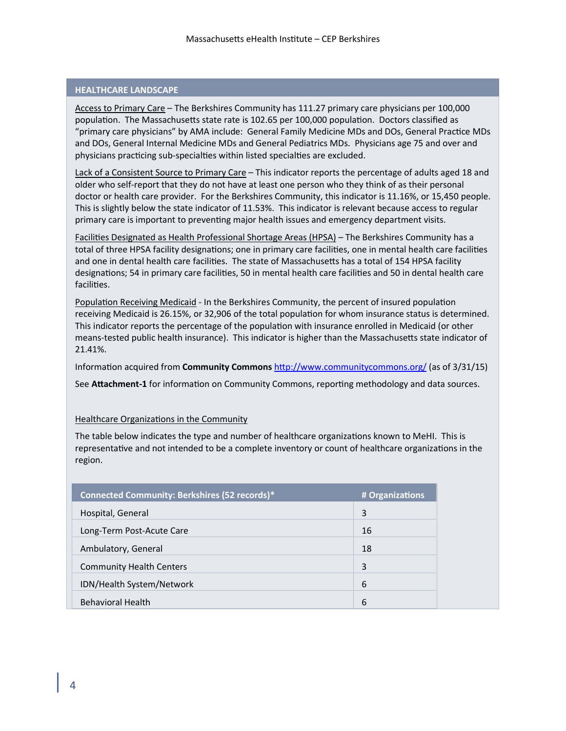## HEALTHCARE LANDSCAPE

Access to Primary Care – The Berkshires Community has 111.27 primary care physicians per 100,000 population. The Massachusetts state rate is 102.65 per 100,000 population. Doctors classified as "primary care physicians" by AMA include: General Family Medicine MDs and DOs, General Practice MDs and DOs, General Internal Medicine MDs and General Pediatrics MDs. Physicians age 75 and over and physicians practicing sub-specialties within listed specialties are excluded.

Lack of a Consistent Source to Primary Care – This indicator reports the percentage of adults aged 18 and older who self-report that they do not have at least one person who they think of as their personal doctor or health care provider. For the Berkshires Community, this indicator is 11.16%, or 15,450 people. This is slightly below the state indicator of 11.53%. This indicator is relevant because access to regular primary care is important to preventing major health issues and emergency department visits.

Facilities Designated as Health Professional Shortage Areas (HPSA) – The Berkshires Community has a total of three HPSA facility designations; one in primary care facilities, one in mental health care facilities and one in dental health care facilities. The state of Massachusetts has a total of 154 HPSA facility designations; 54 in primary care facilities, 50 in mental health care facilities and 50 in dental health care facilities.

Population Receiving Medicaid - In the Berkshires Community, the percent of insured population receiving Medicaid is 26.15%, or 32,906 of the total population for whom insurance status is determined. This indicator reports the percentage of the population with insurance enrolled in Medicaid (or other means-tested public health insurance). This indicator is higher than the Massachusetts state indicator of 21.41%.

Information acquired from **Community Commons** http://www.communitycommons.org/ (as of 3/31/15)

See **Attachment-1** for information on Community Commons, reporting methodology and data sources.

Healthcare Organizations in the Community

The table below indicates the type and number of healthcare organizations known to MeHI. This is representative and not intended to be a complete inventory or count of healthcare organizations in the region.

| Connected Community: Berkshires (52 records)* | # Organizations |
|---|---|
| Hospital, General | 3 |
| Long-Term Post-Acute Care | 16 |
| Ambulatory, General | 18 |
| Community Health Centers | 3 |
| IDN/Health System/Network | 6 |
| Behavioral Health | 6 |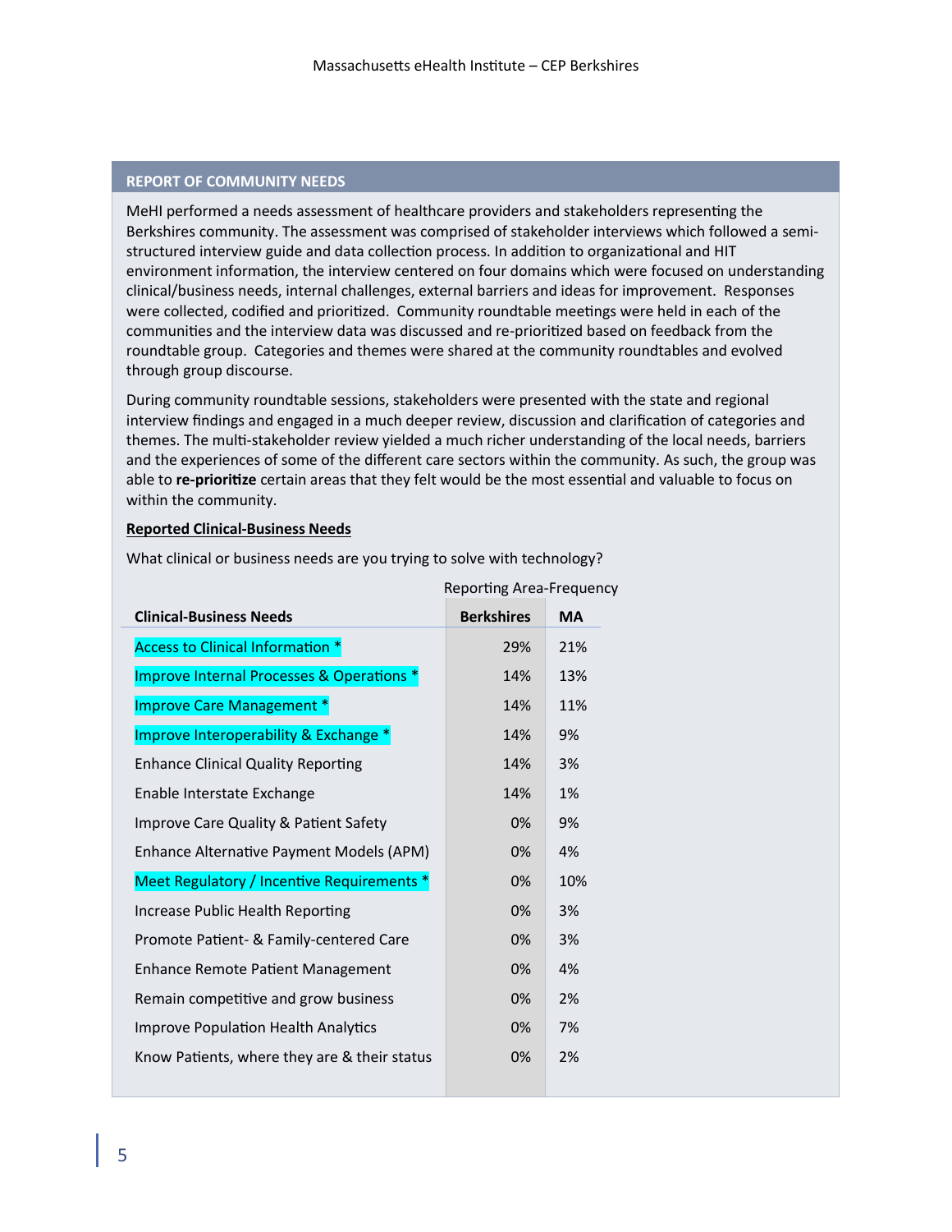## REPORT OF COMMUNITY NEEDS

MeHI performed a needs assessment of healthcare providers and stakeholders representing the Berkshires community. The assessment was comprised of stakeholder interviews which followed a semi-structured interview guide and data collection process. In addition to organizational and HIT environment information, the interview centered on four domains which were focused on understanding clinical/business needs, internal challenges, external barriers and ideas for improvement. Responses were collected, codified and prioritized. Community roundtable meetings were held in each of the communities and the interview data was discussed and re-prioritized based on feedback from the roundtable group. Categories and themes were shared at the community roundtables and evolved through group discourse.

During community roundtable sessions, stakeholders were presented with the state and regional interview findings and engaged in a much deeper review, discussion and clarification of categories and themes. The multi-stakeholder review yielded a much richer understanding of the local needs, barriers and the experiences of some of the different care sectors within the community. As such, the group was able to **re-prioritize** certain areas that they felt would be the most essential and valuable to focus on within the community.

**Reported Clinical-Business Needs**

What clinical or business needs are you trying to solve with technology?

| | Reporting Area-Frequency | |
|---|---|---|
| **Clinical-Business Needs** | **Berkshires** | **MA** |
| Access to Clinical Information * | 29% | 21% |
| Improve Internal Processes & Operations * | 14% | 13% |
| Improve Care Management * | 14% | 11% |
| Improve Interoperability & Exchange * | 14% | 9% |
| Enhance Clinical Quality Reporting | 14% | 3% |
| Enable Interstate Exchange | 14% | 1% |
| Improve Care Quality & Patient Safety | 0% | 9% |
| Enhance Alternative Payment Models (APM) | 0% | 4% |
| Meet Regulatory / Incentive Requirements * | 0% | 10% |
| Increase Public Health Reporting | 0% | 3% |
| Promote Patient- & Family-centered Care | 0% | 3% |
| Enhance Remote Patient Management | 0% | 4% |
| Remain competitive and grow business | 0% | 2% |
| Improve Population Health Analytics | 0% | 7% |
| Know Patients, where they are & their status | 0% | 2% |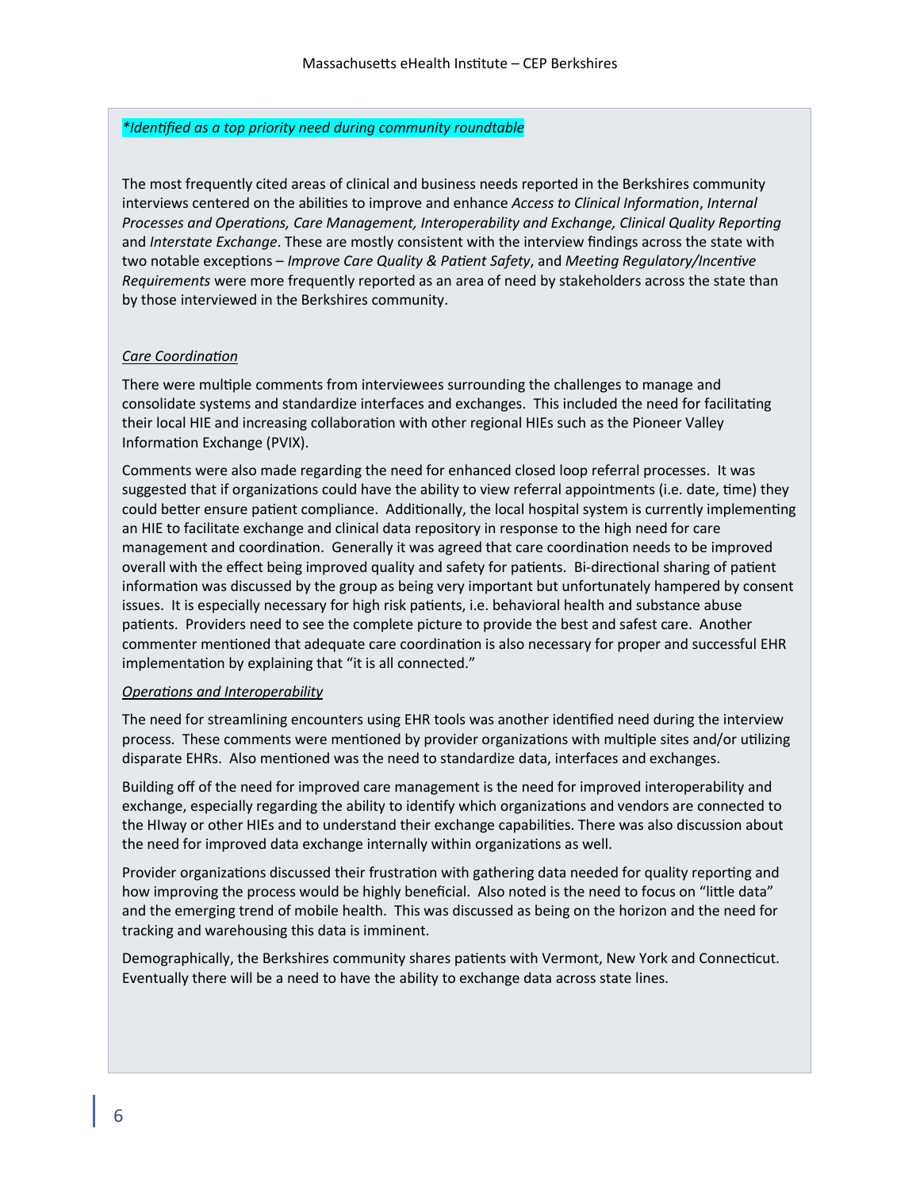*\*Identified as a top priority need during community roundtable*

The most frequently cited areas of clinical and business needs reported in the Berkshires community interviews centered on the abilities to improve and enhance *Access to Clinical Information*, *Internal Processes and Operations, Care Management, Interoperability and Exchange, Clinical Quality Reporting* and *Interstate Exchange*. These are mostly consistent with the interview findings across the state with two notable exceptions – *Improve Care Quality & Patient Safety*, and *Meeting Regulatory/Incentive Requirements* were more frequently reported as an area of need by stakeholders across the state than by those interviewed in the Berkshires community.

*Care Coordination*

There were multiple comments from interviewees surrounding the challenges to manage and consolidate systems and standardize interfaces and exchanges. This included the need for facilitating their local HIE and increasing collaboration with other regional HIEs such as the Pioneer Valley Information Exchange (PVIX).

Comments were also made regarding the need for enhanced closed loop referral processes. It was suggested that if organizations could have the ability to view referral appointments (i.e. date, time) they could better ensure patient compliance. Additionally, the local hospital system is currently implementing an HIE to facilitate exchange and clinical data repository in response to the high need for care management and coordination. Generally it was agreed that care coordination needs to be improved overall with the effect being improved quality and safety for patients. Bi-directional sharing of patient information was discussed by the group as being very important but unfortunately hampered by consent issues. It is especially necessary for high risk patients, i.e. behavioral health and substance abuse patients. Providers need to see the complete picture to provide the best and safest care. Another commenter mentioned that adequate care coordination is also necessary for proper and successful EHR implementation by explaining that "it is all connected."

*Operations and Interoperability*

The need for streamlining encounters using EHR tools was another identified need during the interview process. These comments were mentioned by provider organizations with multiple sites and/or utilizing disparate EHRs. Also mentioned was the need to standardize data, interfaces and exchanges.

Building off of the need for improved care management is the need for improved interoperability and exchange, especially regarding the ability to identify which organizations and vendors are connected to the HIway or other HIEs and to understand their exchange capabilities. There was also discussion about the need for improved data exchange internally within organizations as well.

Provider organizations discussed their frustration with gathering data needed for quality reporting and how improving the process would be highly beneficial. Also noted is the need to focus on "little data" and the emerging trend of mobile health. This was discussed as being on the horizon and the need for tracking and warehousing this data is imminent.

Demographically, the Berkshires community shares patients with Vermont, New York and Connecticut. Eventually there will be a need to have the ability to exchange data across state lines.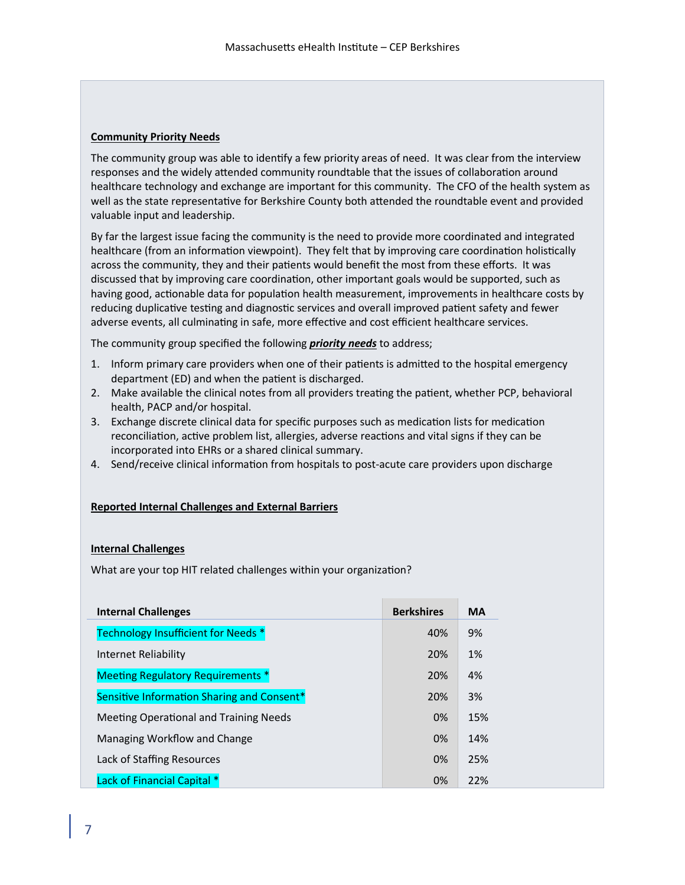**Community Priority Needs**

The community group was able to identify a few priority areas of need. It was clear from the interview responses and the widely attended community roundtable that the issues of collaboration around healthcare technology and exchange are important for this community. The CFO of the health system as well as the state representative for Berkshire County both attended the roundtable event and provided valuable input and leadership.

By far the largest issue facing the community is the need to provide more coordinated and integrated healthcare (from an information viewpoint). They felt that by improving care coordination holistically across the community, they and their patients would benefit the most from these efforts. It was discussed that by improving care coordination, other important goals would be supported, such as having good, actionable data for population health measurement, improvements in healthcare costs by reducing duplicative testing and diagnostic services and overall improved patient safety and fewer adverse events, all culminating in safe, more effective and cost efficient healthcare services.

The community group specified the following ***priority needs*** to address;

1. Inform primary care providers when one of their patients is admitted to the hospital emergency department (ED) and when the patient is discharged.
2. Make available the clinical notes from all providers treating the patient, whether PCP, behavioral health, PACP and/or hospital.
3. Exchange discrete clinical data for specific purposes such as medication lists for medication reconciliation, active problem list, allergies, adverse reactions and vital signs if they can be incorporated into EHRs or a shared clinical summary.
4. Send/receive clinical information from hospitals to post-acute care providers upon discharge

**Reported Internal Challenges and External Barriers**

**Internal Challenges**

What are your top HIT related challenges within your organization?

| Internal Challenges | Berkshires | MA |
|---|---|---|
| Technology Insufficient for Needs * | 40% | 9% |
| Internet Reliability | 20% | 1% |
| Meeting Regulatory Requirements * | 20% | 4% |
| Sensitive Information Sharing and Consent* | 20% | 3% |
| Meeting Operational and Training Needs | 0% | 15% |
| Managing Workflow and Change | 0% | 14% |
| Lack of Staffing Resources | 0% | 25% |
| Lack of Financial Capital * | 0% | 22% |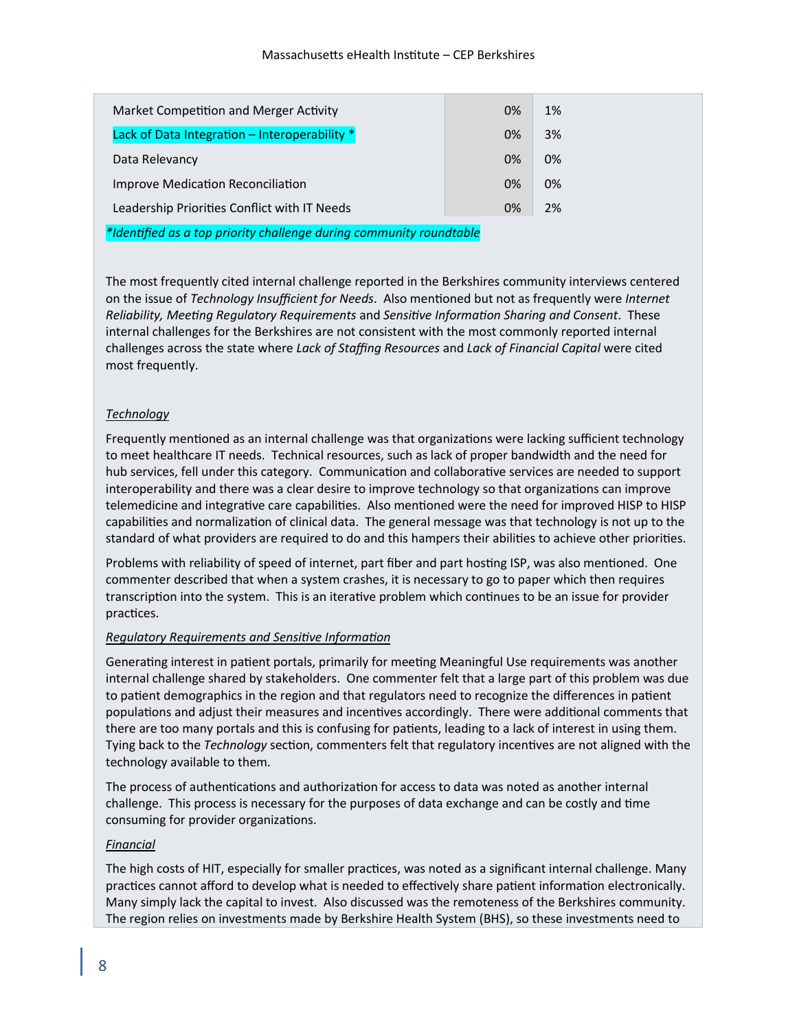| | | |
|---|---|---|
| Market Competition and Merger Activity | 0% | 1% |
| Lack of Data Integration – Interoperability * | 0% | 3% |
| Data Relevancy | 0% | 0% |
| Improve Medication Reconciliation | 0% | 0% |
| Leadership Priorities Conflict with IT Needs | 0% | 2% |

*\*Identified as a top priority challenge during community roundtable*

The most frequently cited internal challenge reported in the Berkshires community interviews centered on the issue of *Technology Insufficient for Needs*. Also mentioned but not as frequently were *Internet Reliability, Meeting Regulatory Requirements* and *Sensitive Information Sharing and Consent*. These internal challenges for the Berkshires are not consistent with the most commonly reported internal challenges across the state where *Lack of Staffing Resources* and *Lack of Financial Capital* were cited most frequently.

*Technology*

Frequently mentioned as an internal challenge was that organizations were lacking sufficient technology to meet healthcare IT needs. Technical resources, such as lack of proper bandwidth and the need for hub services, fell under this category. Communication and collaborative services are needed to support interoperability and there was a clear desire to improve technology so that organizations can improve telemedicine and integrative care capabilities. Also mentioned were the need for improved HISP to HISP capabilities and normalization of clinical data. The general message was that technology is not up to the standard of what providers are required to do and this hampers their abilities to achieve other priorities.

Problems with reliability of speed of internet, part fiber and part hosting ISP, was also mentioned. One commenter described that when a system crashes, it is necessary to go to paper which then requires transcription into the system. This is an iterative problem which continues to be an issue for provider practices.

*Regulatory Requirements and Sensitive Information*

Generating interest in patient portals, primarily for meeting Meaningful Use requirements was another internal challenge shared by stakeholders. One commenter felt that a large part of this problem was due to patient demographics in the region and that regulators need to recognize the differences in patient populations and adjust their measures and incentives accordingly. There were additional comments that there are too many portals and this is confusing for patients, leading to a lack of interest in using them. Tying back to the *Technology* section, commenters felt that regulatory incentives are not aligned with the technology available to them.

The process of authentications and authorization for access to data was noted as another internal challenge. This process is necessary for the purposes of data exchange and can be costly and time consuming for provider organizations.

*Financial*

The high costs of HIT, especially for smaller practices, was noted as a significant internal challenge. Many practices cannot afford to develop what is needed to effectively share patient information electronically. Many simply lack the capital to invest. Also discussed was the remoteness of the Berkshires community. The region relies on investments made by Berkshire Health System (BHS), so these investments need to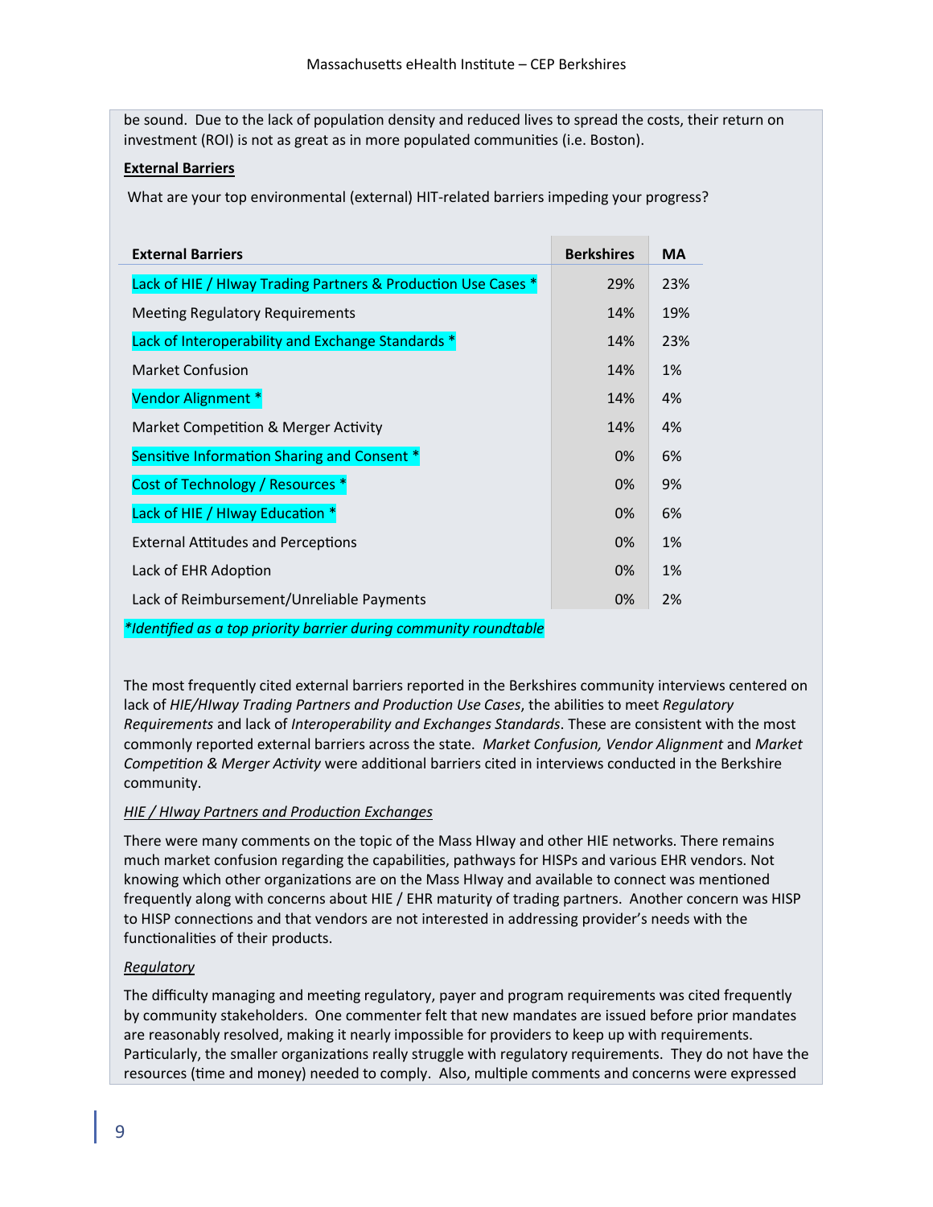be sound. Due to the lack of population density and reduced lives to spread the costs, their return on investment (ROI) is not as great as in more populated communities (i.e. Boston).

**External Barriers**

What are your top environmental (external) HIT-related barriers impeding your progress?

| External Barriers | Berkshires | MA |
|---|---|---|
| Lack of HIE / HIway Trading Partners & Production Use Cases * | 29% | 23% |
| Meeting Regulatory Requirements | 14% | 19% |
| Lack of Interoperability and Exchange Standards * | 14% | 23% |
| Market Confusion | 14% | 1% |
| Vendor Alignment * | 14% | 4% |
| Market Competition & Merger Activity | 14% | 4% |
| Sensitive Information Sharing and Consent * | 0% | 6% |
| Cost of Technology / Resources * | 0% | 9% |
| Lack of HIE / HIway Education * | 0% | 6% |
| External Attitudes and Perceptions | 0% | 1% |
| Lack of EHR Adoption | 0% | 1% |
| Lack of Reimbursement/Unreliable Payments | 0% | 2% |

*\*Identified as a top priority barrier during community roundtable*

The most frequently cited external barriers reported in the Berkshires community interviews centered on lack of *HIE/HIway Trading Partners and Production Use Cases*, the abilities to meet *Regulatory Requirements* and lack of *Interoperability and Exchanges Standards*. These are consistent with the most commonly reported external barriers across the state. *Market Confusion, Vendor Alignment* and *Market Competition & Merger Activity* were additional barriers cited in interviews conducted in the Berkshire community.

*HIE / HIway Partners and Production Exchanges*

There were many comments on the topic of the Mass HIway and other HIE networks. There remains much market confusion regarding the capabilities, pathways for HISPs and various EHR vendors. Not knowing which other organizations are on the Mass HIway and available to connect was mentioned frequently along with concerns about HIE / EHR maturity of trading partners. Another concern was HISP to HISP connections and that vendors are not interested in addressing provider's needs with the functionalities of their products.

*Regulatory*

The difficulty managing and meeting regulatory, payer and program requirements was cited frequently by community stakeholders. One commenter felt that new mandates are issued before prior mandates are reasonably resolved, making it nearly impossible for providers to keep up with requirements. Particularly, the smaller organizations really struggle with regulatory requirements. They do not have the resources (time and money) needed to comply. Also, multiple comments and concerns were expressed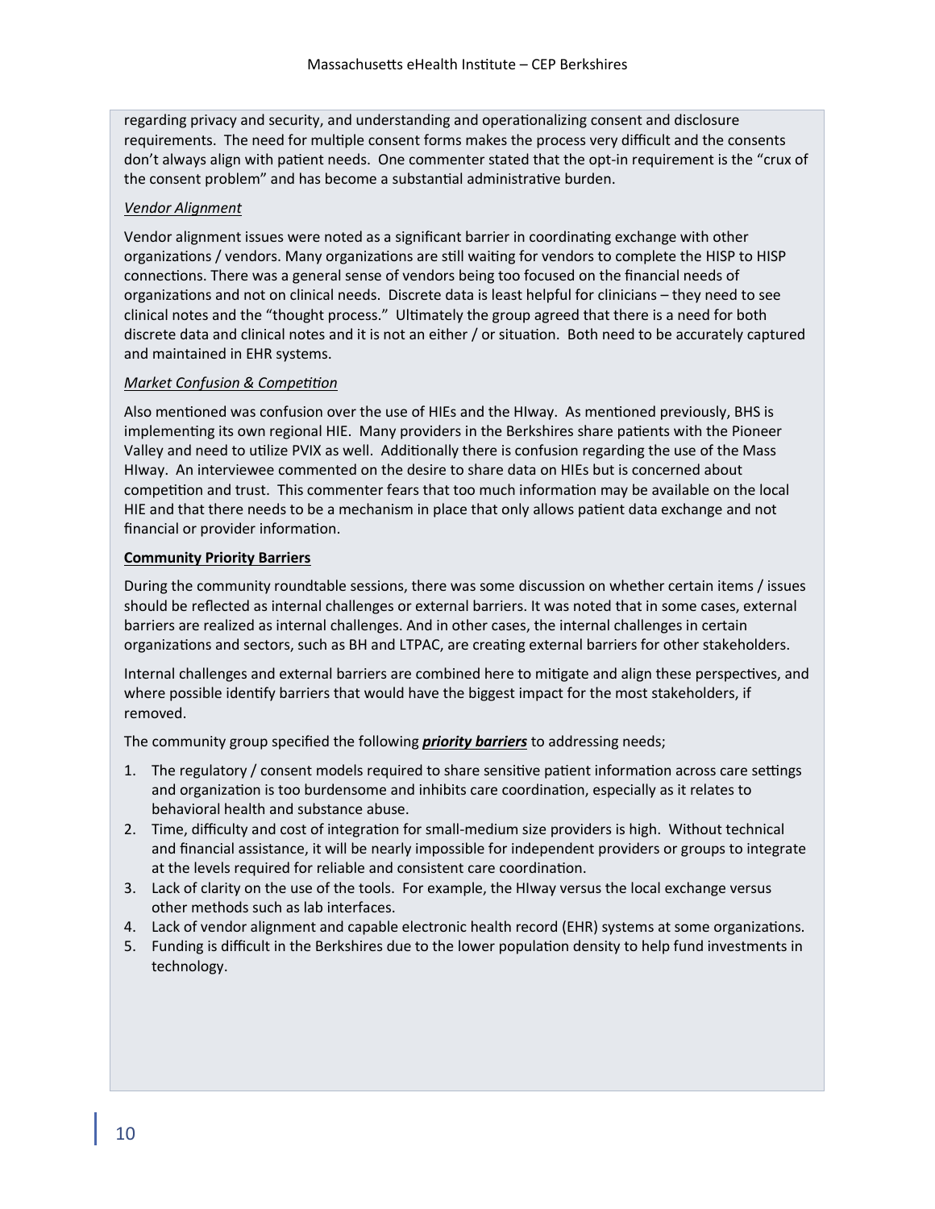regarding privacy and security, and understanding and operationalizing consent and disclosure requirements. The need for multiple consent forms makes the process very difficult and the consents don't always align with patient needs. One commenter stated that the opt-in requirement is the "crux of the consent problem" and has become a substantial administrative burden.

*Vendor Alignment*

Vendor alignment issues were noted as a significant barrier in coordinating exchange with other organizations / vendors. Many organizations are still waiting for vendors to complete the HISP to HISP connections. There was a general sense of vendors being too focused on the financial needs of organizations and not on clinical needs. Discrete data is least helpful for clinicians – they need to see clinical notes and the "thought process." Ultimately the group agreed that there is a need for both discrete data and clinical notes and it is not an either / or situation. Both need to be accurately captured and maintained in EHR systems.

*Market Confusion & Competition*

Also mentioned was confusion over the use of HIEs and the HIway. As mentioned previously, BHS is implementing its own regional HIE. Many providers in the Berkshires share patients with the Pioneer Valley and need to utilize PVIX as well. Additionally there is confusion regarding the use of the Mass HIway. An interviewee commented on the desire to share data on HIEs but is concerned about competition and trust. This commenter fears that too much information may be available on the local HIE and that there needs to be a mechanism in place that only allows patient data exchange and not financial or provider information.

**Community Priority Barriers**

During the community roundtable sessions, there was some discussion on whether certain items / issues should be reflected as internal challenges or external barriers. It was noted that in some cases, external barriers are realized as internal challenges. And in other cases, the internal challenges in certain organizations and sectors, such as BH and LTPAC, are creating external barriers for other stakeholders.

Internal challenges and external barriers are combined here to mitigate and align these perspectives, and where possible identify barriers that would have the biggest impact for the most stakeholders, if removed.

The community group specified the following ***priority barriers*** to addressing needs;

1. The regulatory / consent models required to share sensitive patient information across care settings and organization is too burdensome and inhibits care coordination, especially as it relates to behavioral health and substance abuse.
2. Time, difficulty and cost of integration for small-medium size providers is high. Without technical and financial assistance, it will be nearly impossible for independent providers or groups to integrate at the levels required for reliable and consistent care coordination.
3. Lack of clarity on the use of the tools. For example, the HIway versus the local exchange versus other methods such as lab interfaces.
4. Lack of vendor alignment and capable electronic health record (EHR) systems at some organizations.
5. Funding is difficult in the Berkshires due to the lower population density to help fund investments in technology.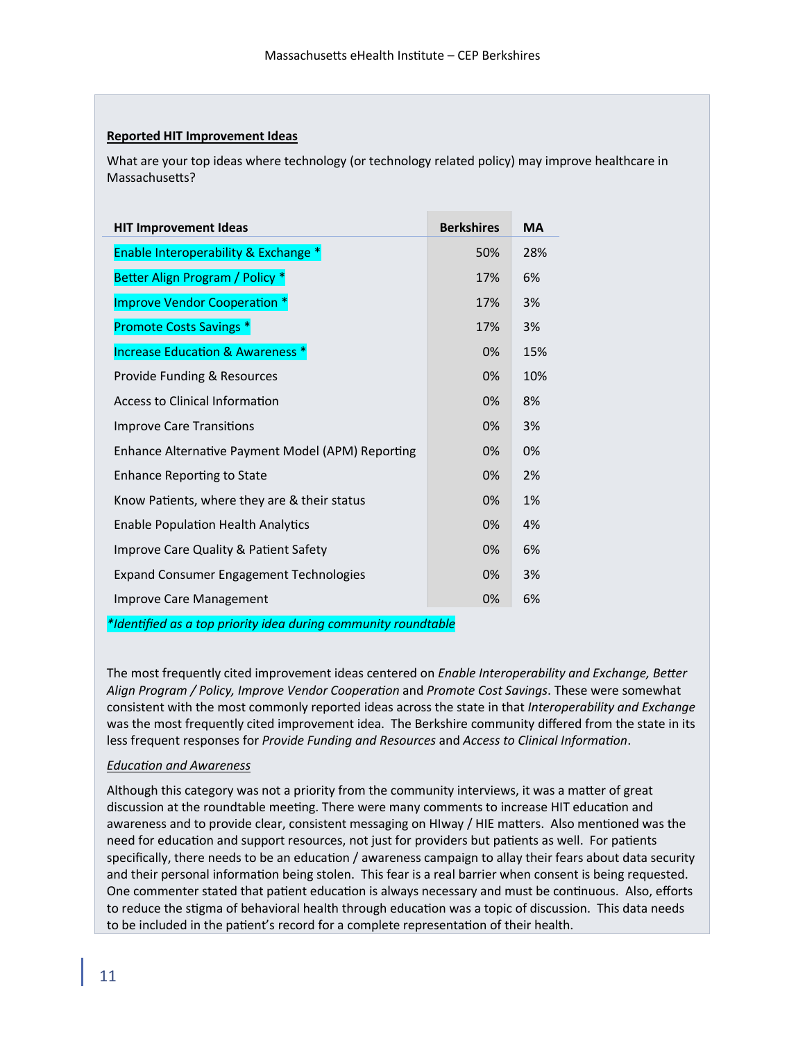**Reported HIT Improvement Ideas**

What are your top ideas where technology (or technology related policy) may improve healthcare in Massachusetts?

| HIT Improvement Ideas | Berkshires | MA |
|---|---|---|
| Enable Interoperability & Exchange * | 50% | 28% |
| Better Align Program / Policy * | 17% | 6% |
| Improve Vendor Cooperation * | 17% | 3% |
| Promote Costs Savings * | 17% | 3% |
| Increase Education & Awareness * | 0% | 15% |
| Provide Funding & Resources | 0% | 10% |
| Access to Clinical Information | 0% | 8% |
| Improve Care Transitions | 0% | 3% |
| Enhance Alternative Payment Model (APM) Reporting | 0% | 0% |
| Enhance Reporting to State | 0% | 2% |
| Know Patients, where they are & their status | 0% | 1% |
| Enable Population Health Analytics | 0% | 4% |
| Improve Care Quality & Patient Safety | 0% | 6% |
| Expand Consumer Engagement Technologies | 0% | 3% |
| Improve Care Management | 0% | 6% |

*\*Identified as a top priority idea during community roundtable*

The most frequently cited improvement ideas centered on *Enable Interoperability and Exchange, Better Align Program / Policy, Improve Vendor Cooperation* and *Promote Cost Savings*. These were somewhat consistent with the most commonly reported ideas across the state in that *Interoperability and Exchange* was the most frequently cited improvement idea. The Berkshire community differed from the state in its less frequent responses for *Provide Funding and Resources* and *Access to Clinical Information*.

*Education and Awareness*

Although this category was not a priority from the community interviews, it was a matter of great discussion at the roundtable meeting. There were many comments to increase HIT education and awareness and to provide clear, consistent messaging on HIway / HIE matters. Also mentioned was the need for education and support resources, not just for providers but patients as well. For patients specifically, there needs to be an education / awareness campaign to allay their fears about data security and their personal information being stolen. This fear is a real barrier when consent is being requested. One commenter stated that patient education is always necessary and must be continuous. Also, efforts to reduce the stigma of behavioral health through education was a topic of discussion. This data needs to be included in the patient's record for a complete representation of their health.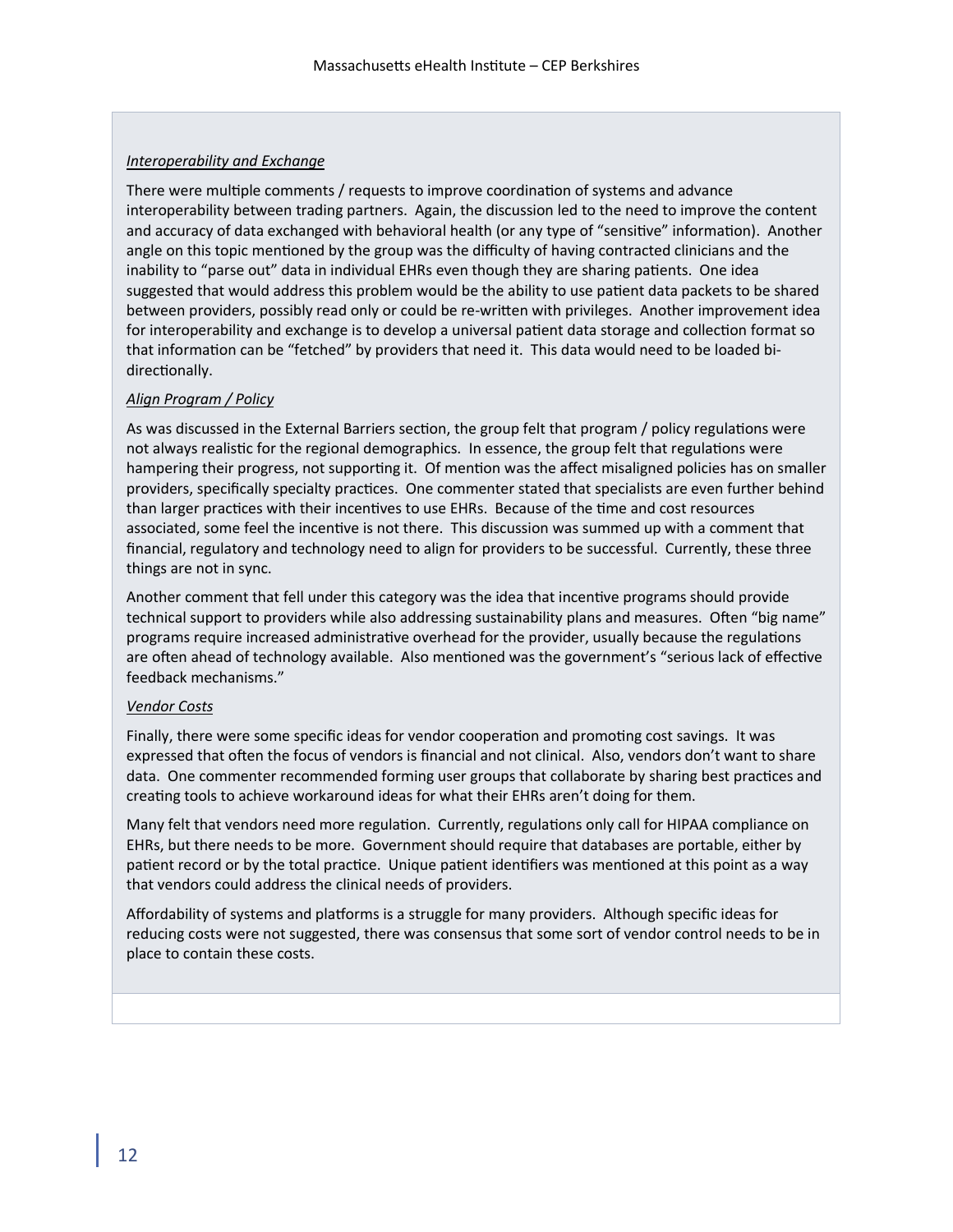*Interoperability and Exchange*

There were multiple comments / requests to improve coordination of systems and advance interoperability between trading partners. Again, the discussion led to the need to improve the content and accuracy of data exchanged with behavioral health (or any type of "sensitive" information). Another angle on this topic mentioned by the group was the difficulty of having contracted clinicians and the inability to "parse out" data in individual EHRs even though they are sharing patients. One idea suggested that would address this problem would be the ability to use patient data packets to be shared between providers, possibly read only or could be re-written with privileges. Another improvement idea for interoperability and exchange is to develop a universal patient data storage and collection format so that information can be "fetched" by providers that need it. This data would need to be loaded bi-directionally.

*Align Program / Policy*

As was discussed in the External Barriers section, the group felt that program / policy regulations were not always realistic for the regional demographics. In essence, the group felt that regulations were hampering their progress, not supporting it. Of mention was the affect misaligned policies has on smaller providers, specifically specialty practices. One commenter stated that specialists are even further behind than larger practices with their incentives to use EHRs. Because of the time and cost resources associated, some feel the incentive is not there. This discussion was summed up with a comment that financial, regulatory and technology need to align for providers to be successful. Currently, these three things are not in sync.

Another comment that fell under this category was the idea that incentive programs should provide technical support to providers while also addressing sustainability plans and measures. Often "big name" programs require increased administrative overhead for the provider, usually because the regulations are often ahead of technology available. Also mentioned was the government's "serious lack of effective feedback mechanisms."

*Vendor Costs*

Finally, there were some specific ideas for vendor cooperation and promoting cost savings. It was expressed that often the focus of vendors is financial and not clinical. Also, vendors don't want to share data. One commenter recommended forming user groups that collaborate by sharing best practices and creating tools to achieve workaround ideas for what their EHRs aren't doing for them.

Many felt that vendors need more regulation. Currently, regulations only call for HIPAA compliance on EHRs, but there needs to be more. Government should require that databases are portable, either by patient record or by the total practice. Unique patient identifiers was mentioned at this point as a way that vendors could address the clinical needs of providers.

Affordability of systems and platforms is a struggle for many providers. Although specific ideas for reducing costs were not suggested, there was consensus that some sort of vendor control needs to be in place to contain these costs.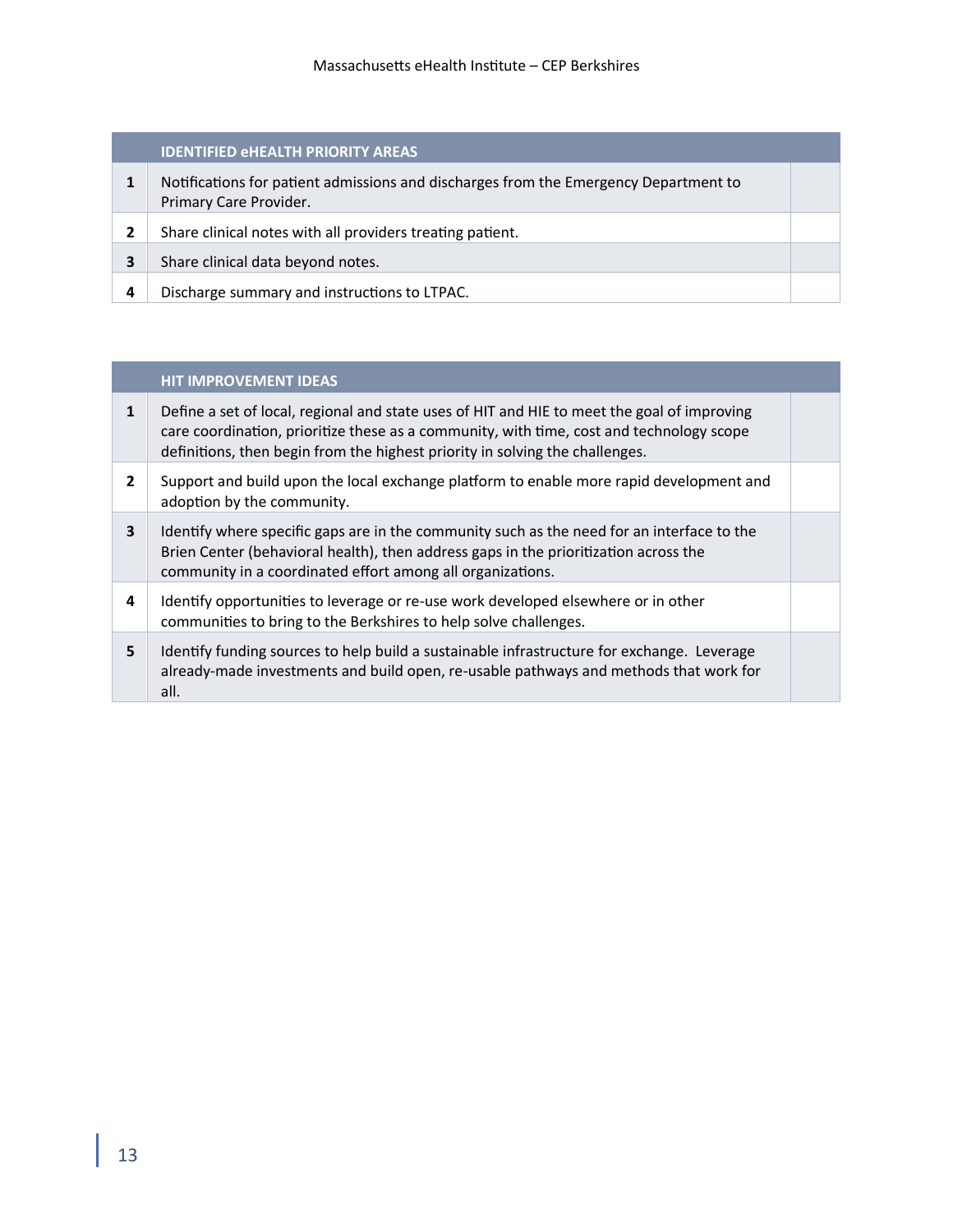| | IDENTIFIED eHEALTH PRIORITY AREAS | |
|---|---|---|
| **1** | Notifications for patient admissions and discharges from the Emergency Department to Primary Care Provider. | |
| **2** | Share clinical notes with all providers treating patient. | |
| **3** | Share clinical data beyond notes. | |
| **4** | Discharge summary and instructions to LTPAC. | |

| | HIT IMPROVEMENT IDEAS | |
|---|---|---|
| **1** | Define a set of local, regional and state uses of HIT and HIE to meet the goal of improving care coordination, prioritize these as a community, with time, cost and technology scope definitions, then begin from the highest priority in solving the challenges. | |
| **2** | Support and build upon the local exchange platform to enable more rapid development and adoption by the community. | |
| **3** | Identify where specific gaps are in the community such as the need for an interface to the Brien Center (behavioral health), then address gaps in the prioritization across the community in a coordinated effort among all organizations. | |
| **4** | Identify opportunities to leverage or re-use work developed elsewhere or in other communities to bring to the Berkshires to help solve challenges. | |
| **5** | Identify funding sources to help build a sustainable infrastructure for exchange. Leverage already-made investments and build open, re-usable pathways and methods that work for all. | |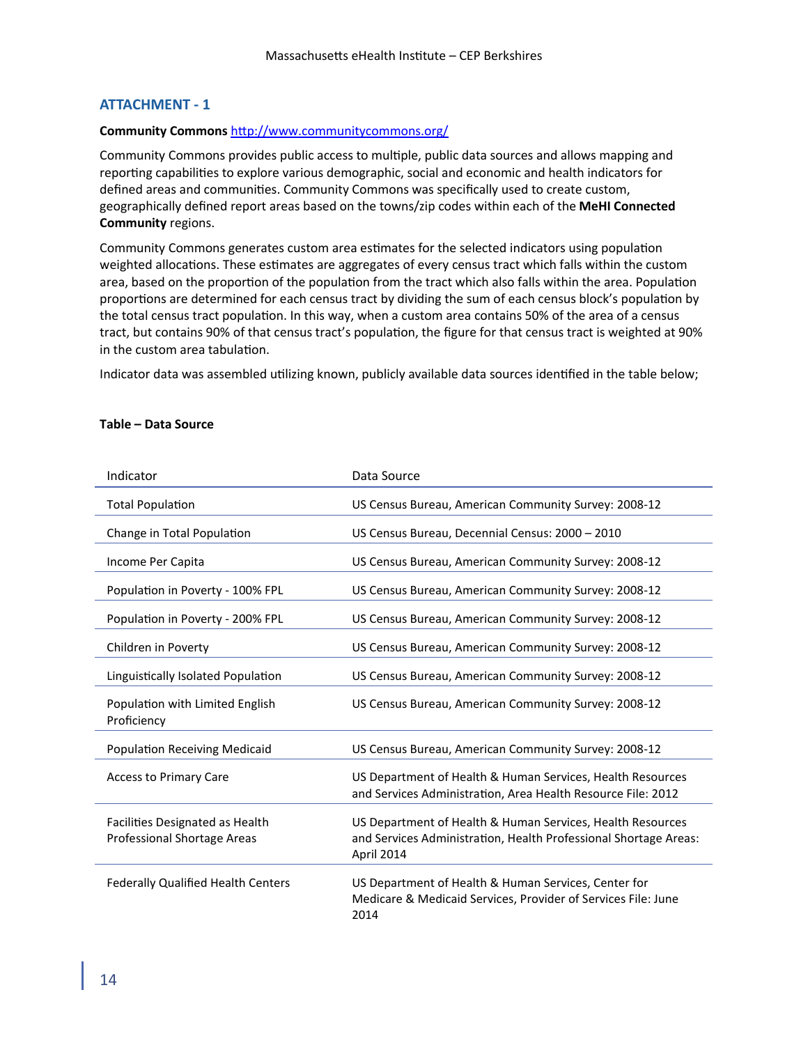## ATTACHMENT - 1

**Community Commons** http://www.communitycommons.org/

Community Commons provides public access to multiple, public data sources and allows mapping and reporting capabilities to explore various demographic, social and economic and health indicators for defined areas and communities. Community Commons was specifically used to create custom, geographically defined report areas based on the towns/zip codes within each of the **MeHI Connected Community** regions.

Community Commons generates custom area estimates for the selected indicators using population weighted allocations. These estimates are aggregates of every census tract which falls within the custom area, based on the proportion of the population from the tract which also falls within the area. Population proportions are determined for each census tract by dividing the sum of each census block's population by the total census tract population. In this way, when a custom area contains 50% of the area of a census tract, but contains 90% of that census tract's population, the figure for that census tract is weighted at 90% in the custom area tabulation.

Indicator data was assembled utilizing known, publicly available data sources identified in the table below;

**Table – Data Source**

| Indicator | Data Source |
| --- | --- |
| Total Population | US Census Bureau, American Community Survey: 2008-12 |
| Change in Total Population | US Census Bureau, Decennial Census: 2000 – 2010 |
| Income Per Capita | US Census Bureau, American Community Survey: 2008-12 |
| Population in Poverty - 100% FPL | US Census Bureau, American Community Survey: 2008-12 |
| Population in Poverty - 200% FPL | US Census Bureau, American Community Survey: 2008-12 |
| Children in Poverty | US Census Bureau, American Community Survey: 2008-12 |
| Linguistically Isolated Population | US Census Bureau, American Community Survey: 2008-12 |
| Population with Limited English Proficiency | US Census Bureau, American Community Survey: 2008-12 |
| Population Receiving Medicaid | US Census Bureau, American Community Survey: 2008-12 |
| Access to Primary Care | US Department of Health & Human Services, Health Resources and Services Administration, Area Health Resource File: 2012 |
| Facilities Designated as Health Professional Shortage Areas | US Department of Health & Human Services, Health Resources and Services Administration, Health Professional Shortage Areas: April 2014 |
| Federally Qualified Health Centers | US Department of Health & Human Services, Center for Medicare & Medicaid Services, Provider of Services File: June 2014 |